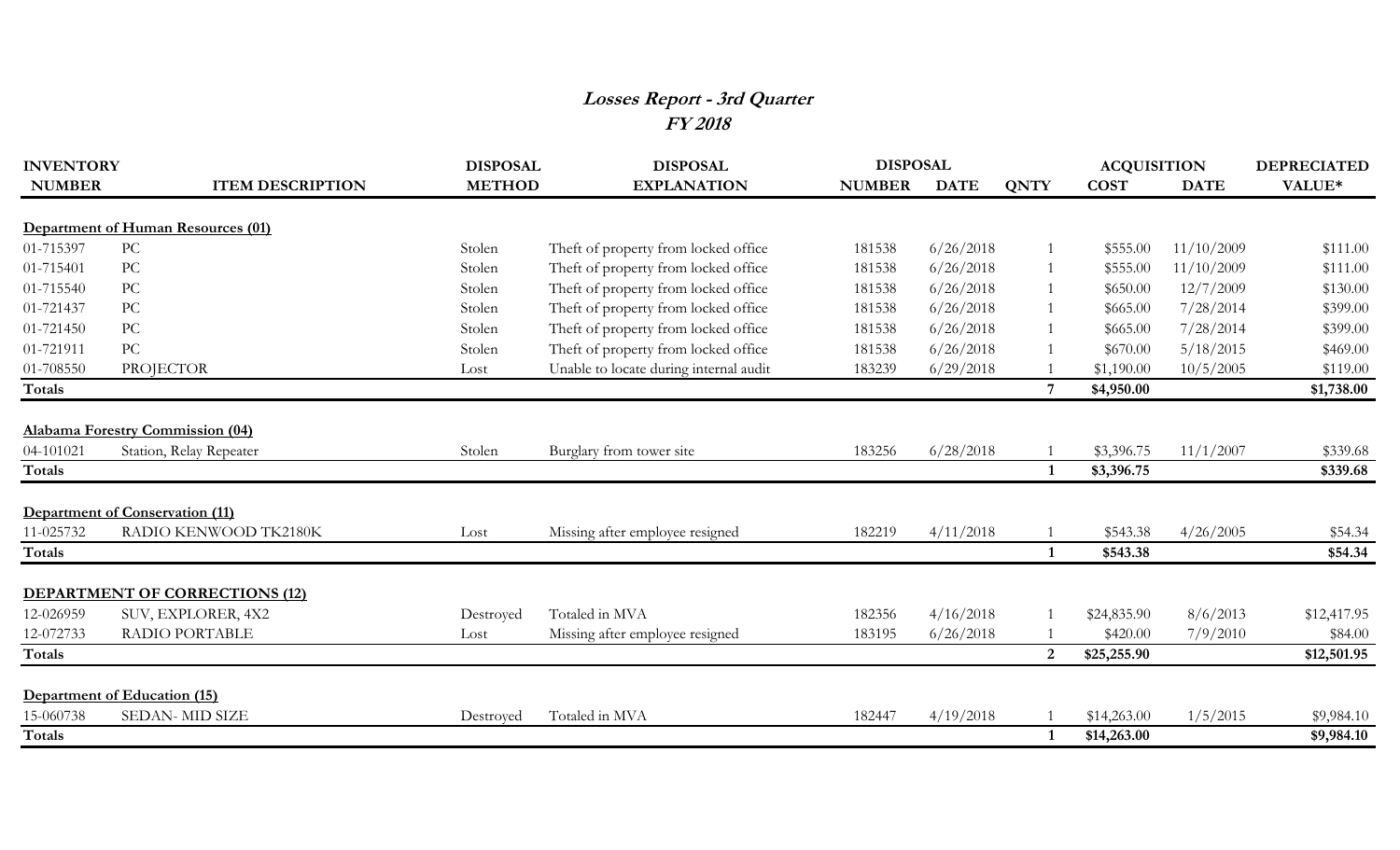# *Losses Report - 3rd Quarter*
## *FY 2018*

| INVENTORY NUMBER | ITEM DESCRIPTION | DISPOSAL METHOD | DISPOSAL EXPLANATION | DISPOSAL NUMBER | DISPOSAL DATE | QNTY | ACQUISITION COST | ACQUISITION DATE | DEPRECIATED VALUE* |
|---|---|---|---|---|---|---|---|---|---|
| **Department of Human Resources (01)** | | | | | | | | | |
| 01-715397 | PC | Stolen | Theft of property from locked office | 181538 | 6/26/2018 | 1 | $555.00 | 11/10/2009 | $111.00 |
| 01-715401 | PC | Stolen | Theft of property from locked office | 181538 | 6/26/2018 | 1 | $555.00 | 11/10/2009 | $111.00 |
| 01-715540 | PC | Stolen | Theft of property from locked office | 181538 | 6/26/2018 | 1 | $650.00 | 12/7/2009 | $130.00 |
| 01-721437 | PC | Stolen | Theft of property from locked office | 181538 | 6/26/2018 | 1 | $665.00 | 7/28/2014 | $399.00 |
| 01-721450 | PC | Stolen | Theft of property from locked office | 181538 | 6/26/2018 | 1 | $665.00 | 7/28/2014 | $399.00 |
| 01-721911 | PC | Stolen | Theft of property from locked office | 181538 | 6/26/2018 | 1 | $670.00 | 5/18/2015 | $469.00 |
| 01-708550 | PROJECTOR | Lost | Unable to locate during internal audit | 183239 | 6/29/2018 | 1 | $1,190.00 | 10/5/2005 | $119.00 |
| **Totals** | | | | | | **7** | **$4,950.00** | | **$1,738.00** |
| **Alabama Forestry Commission (04)** | | | | | | | | | |
| 04-101021 | Station, Relay Repeater | Stolen | Burglary from tower site | 183256 | 6/28/2018 | 1 | $3,396.75 | 11/1/2007 | $339.68 |
| **Totals** | | | | | | **1** | **$3,396.75** | | **$339.68** |
| **Department of Conservation (11)** | | | | | | | | | |
| 11-025732 | RADIO KENWOOD TK2180K | Lost | Missing after employee resigned | 182219 | 4/11/2018 | 1 | $543.38 | 4/26/2005 | $54.34 |
| **Totals** | | | | | | **1** | **$543.38** | | **$54.34** |
| **DEPARTMENT OF CORRECTIONS (12)** | | | | | | | | | |
| 12-026959 | SUV, EXPLORER, 4X2 | Destroyed | Totaled in MVA | 182356 | 4/16/2018 | 1 | $24,835.90 | 8/6/2013 | $12,417.95 |
| 12-072733 | RADIO PORTABLE | Lost | Missing after employee resigned | 183195 | 6/26/2018 | 1 | $420.00 | 7/9/2010 | $84.00 |
| **Totals** | | | | | | **2** | **$25,255.90** | | **$12,501.95** |
| **Department of Education (15)** | | | | | | | | | |
| 15-060738 | SEDAN- MID SIZE | Destroyed | Totaled in MVA | 182447 | 4/19/2018 | 1 | $14,263.00 | 1/5/2015 | $9,984.10 |
| **Totals** | | | | | | **1** | **$14,263.00** | | **$9,984.10** |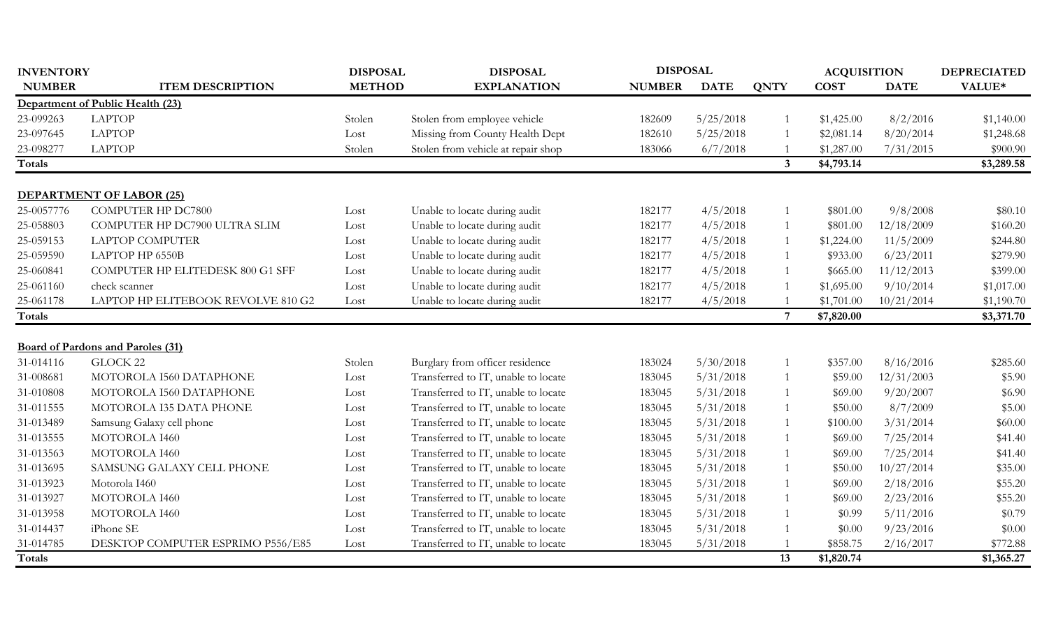| INVENTORY NUMBER | ITEM DESCRIPTION | DISPOSAL METHOD | DISPOSAL EXPLANATION | DISPOSAL NUMBER | DISPOSAL DATE | QNTY | ACQUISITION COST | ACQUISITION DATE | DEPRECIATED VALUE* |
|---|---|---|---|---|---|---|---|---|---|
| **Department of Public Health (23)** | | | | | | | | | |
| 23-099263 | LAPTOP | Stolen | Stolen from employee vehicle | 182609 | 5/25/2018 | 1 | $1,425.00 | 8/2/2016 | $1,140.00 |
| 23-097645 | LAPTOP | Lost | Missing from County Health Dept | 182610 | 5/25/2018 | 1 | $2,081.14 | 8/20/2014 | $1,248.68 |
| 23-098277 | LAPTOP | Stolen | Stolen from vehicle at repair shop | 183066 | 6/7/2018 | 1 | $1,287.00 | 7/31/2015 | $900.90 |
| **Totals** | | | | | | **3** | **$4,793.14** | | **$3,289.58** |
| **DEPARTMENT OF LABOR (25)** | | | | | | | | | |
| 25-0057776 | COMPUTER HP DC7800 | Lost | Unable to locate during audit | 182177 | 4/5/2018 | 1 | $801.00 | 9/8/2008 | $80.10 |
| 25-058803 | COMPUTER HP DC7900 ULTRA SLIM | Lost | Unable to locate during audit | 182177 | 4/5/2018 | 1 | $801.00 | 12/18/2009 | $160.20 |
| 25-059153 | LAPTOP COMPUTER | Lost | Unable to locate during audit | 182177 | 4/5/2018 | 1 | $1,224.00 | 11/5/2009 | $244.80 |
| 25-059590 | LAPTOP HP 6550B | Lost | Unable to locate during audit | 182177 | 4/5/2018 | 1 | $933.00 | 6/23/2011 | $279.90 |
| 25-060841 | COMPUTER HP ELITEDESK 800 G1 SFF | Lost | Unable to locate during audit | 182177 | 4/5/2018 | 1 | $665.00 | 11/12/2013 | $399.00 |
| 25-061160 | check scanner | Lost | Unable to locate during audit | 182177 | 4/5/2018 | 1 | $1,695.00 | 9/10/2014 | $1,017.00 |
| 25-061178 | LAPTOP HP ELITEBOOK REVOLVE 810 G2 | Lost | Unable to locate during audit | 182177 | 4/5/2018 | 1 | $1,701.00 | 10/21/2014 | $1,190.70 |
| **Totals** | | | | | | **7** | **$7,820.00** | | **$3,371.70** |
| **Board of Pardons and Paroles (31)** | | | | | | | | | |
| 31-014116 | GLOCK 22 | Stolen | Burglary from officer residence | 183024 | 5/30/2018 | 1 | $357.00 | 8/16/2016 | $285.60 |
| 31-008681 | MOTOROLA I560 DATAPHONE | Lost | Transferred to IT, unable to locate | 183045 | 5/31/2018 | 1 | $59.00 | 12/31/2003 | $5.90 |
| 31-010808 | MOTOROLA I560 DATAPHONE | Lost | Transferred to IT, unable to locate | 183045 | 5/31/2018 | 1 | $69.00 | 9/20/2007 | $6.90 |
| 31-011555 | MOTOROLA I35 DATA PHONE | Lost | Transferred to IT, unable to locate | 183045 | 5/31/2018 | 1 | $50.00 | 8/7/2009 | $5.00 |
| 31-013489 | Samsung Galaxy cell phone | Lost | Transferred to IT, unable to locate | 183045 | 5/31/2018 | 1 | $100.00 | 3/31/2014 | $60.00 |
| 31-013555 | MOTOROLA I460 | Lost | Transferred to IT, unable to locate | 183045 | 5/31/2018 | 1 | $69.00 | 7/25/2014 | $41.40 |
| 31-013563 | MOTOROLA I460 | Lost | Transferred to IT, unable to locate | 183045 | 5/31/2018 | 1 | $69.00 | 7/25/2014 | $41.40 |
| 31-013695 | SAMSUNG GALAXY CELL PHONE | Lost | Transferred to IT, unable to locate | 183045 | 5/31/2018 | 1 | $50.00 | 10/27/2014 | $35.00 |
| 31-013923 | Motorola I460 | Lost | Transferred to IT, unable to locate | 183045 | 5/31/2018 | 1 | $69.00 | 2/18/2016 | $55.20 |
| 31-013927 | MOTOROLA I460 | Lost | Transferred to IT, unable to locate | 183045 | 5/31/2018 | 1 | $69.00 | 2/23/2016 | $55.20 |
| 31-013958 | MOTOROLA I460 | Lost | Transferred to IT, unable to locate | 183045 | 5/31/2018 | 1 | $0.99 | 5/11/2016 | $0.79 |
| 31-014437 | iPhone SE | Lost | Transferred to IT, unable to locate | 183045 | 5/31/2018 | 1 | $0.00 | 9/23/2016 | $0.00 |
| 31-014785 | DESKTOP COMPUTER ESPRIMO P556/E85 | Lost | Transferred to IT, unable to locate | 183045 | 5/31/2018 | 1 | $858.75 | 2/16/2017 | $772.88 |
| **Totals** | | | | | | **13** | **$1,820.74** | | **$1,365.27** |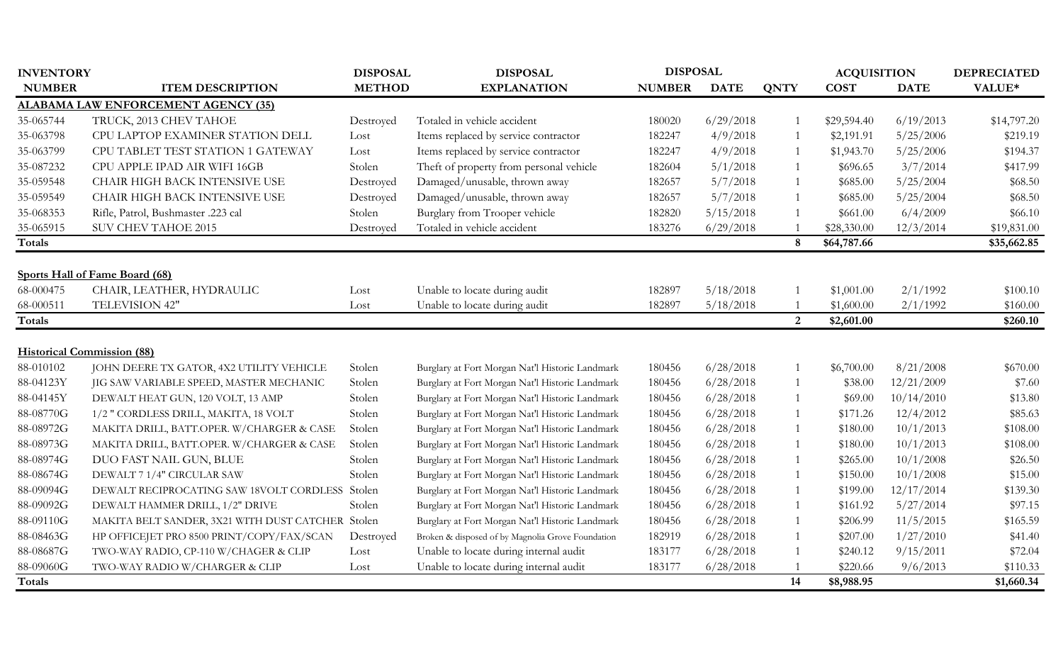| INVENTORY NUMBER | ITEM DESCRIPTION | DISPOSAL METHOD | DISPOSAL EXPLANATION | DISPOSAL NUMBER | DISPOSAL DATE | QNTY | ACQUISITION COST | ACQUISITION DATE | DEPRECIATED VALUE* |
|---|---|---|---|---|---|---|---|---|---|
| **ALABAMA LAW ENFORCEMENT AGENCY (35)** | | | | | | | | | |
| 35-065744 | TRUCK, 2013 CHEV TAHOE | Destroyed | Totaled in vehicle accident | 180020 | 6/29/2018 | 1 | $29,594.40 | 6/19/2013 | $14,797.20 |
| 35-063798 | CPU LAPTOP EXAMINER STATION DELL | Lost | Items replaced by service contractor | 182247 | 4/9/2018 | 1 | $2,191.91 | 5/25/2006 | $219.19 |
| 35-063799 | CPU TABLET TEST STATION 1 GATEWAY | Lost | Items replaced by service contractor | 182247 | 4/9/2018 | 1 | $1,943.70 | 5/25/2006 | $194.37 |
| 35-087232 | CPU APPLE IPAD AIR WIFI 16GB | Stolen | Theft of property from personal vehicle | 182604 | 5/1/2018 | 1 | $696.65 | 3/7/2014 | $417.99 |
| 35-059548 | CHAIR HIGH BACK INTENSIVE USE | Destroyed | Damaged/unusable, thrown away | 182657 | 5/7/2018 | 1 | $685.00 | 5/25/2004 | $68.50 |
| 35-059549 | CHAIR HIGH BACK INTENSIVE USE | Destroyed | Damaged/unusable, thrown away | 182657 | 5/7/2018 | 1 | $685.00 | 5/25/2004 | $68.50 |
| 35-068353 | Rifle, Patrol, Bushmaster .223 cal | Stolen | Burglary from Trooper vehicle | 182820 | 5/15/2018 | 1 | $661.00 | 6/4/2009 | $66.10 |
| 35-065915 | SUV CHEV TAHOE 2015 | Destroyed | Totaled in vehicle accident | 183276 | 6/29/2018 | 1 | $28,330.00 | 12/3/2014 | $19,831.00 |
| **Totals** | | | | | | **8** | **$64,787.66** | | **$35,662.85** |
| **Sports Hall of Fame Board (68)** | | | | | | | | | |
| 68-000475 | CHAIR, LEATHER, HYDRAULIC | Lost | Unable to locate during audit | 182897 | 5/18/2018 | 1 | $1,001.00 | 2/1/1992 | $100.10 |
| 68-000511 | TELEVISION 42" | Lost | Unable to locate during audit | 182897 | 5/18/2018 | 1 | $1,600.00 | 2/1/1992 | $160.00 |
| **Totals** | | | | | | **2** | **$2,601.00** | | **$260.10** |
| **Historical Commission (88)** | | | | | | | | | |
| 88-010102 | JOHN DEERE TX GATOR, 4X2 UTILITY VEHICLE | Stolen | Burglary at Fort Morgan Nat'l Historic Landmark | 180456 | 6/28/2018 | 1 | $6,700.00 | 8/21/2008 | $670.00 |
| 88-04123Y | JIG SAW VARIABLE SPEED, MASTER MECHANIC | Stolen | Burglary at Fort Morgan Nat'l Historic Landmark | 180456 | 6/28/2018 | 1 | $38.00 | 12/21/2009 | $7.60 |
| 88-04145Y | DEWALT HEAT GUN, 120 VOLT, 13 AMP | Stolen | Burglary at Fort Morgan Nat'l Historic Landmark | 180456 | 6/28/2018 | 1 | $69.00 | 10/14/2010 | $13.80 |
| 88-08770G | 1/2 " CORDLESS DRILL, MAKITA, 18 VOLT | Stolen | Burglary at Fort Morgan Nat'l Historic Landmark | 180456 | 6/28/2018 | 1 | $171.26 | 12/4/2012 | $85.63 |
| 88-08972G | MAKITA DRILL, BATT.OPER. W/CHARGER & CASE | Stolen | Burglary at Fort Morgan Nat'l Historic Landmark | 180456 | 6/28/2018 | 1 | $180.00 | 10/1/2013 | $108.00 |
| 88-08973G | MAKITA DRILL, BATT.OPER. W/CHARGER & CASE | Stolen | Burglary at Fort Morgan Nat'l Historic Landmark | 180456 | 6/28/2018 | 1 | $180.00 | 10/1/2013 | $108.00 |
| 88-08974G | DUO FAST NAIL GUN, BLUE | Stolen | Burglary at Fort Morgan Nat'l Historic Landmark | 180456 | 6/28/2018 | 1 | $265.00 | 10/1/2008 | $26.50 |
| 88-08674G | DEWALT 7 1/4" CIRCULAR SAW | Stolen | Burglary at Fort Morgan Nat'l Historic Landmark | 180456 | 6/28/2018 | 1 | $150.00 | 10/1/2008 | $15.00 |
| 88-09094G | DEWALT RECIPROCATING SAW 18VOLT CORDLESS | Stolen | Burglary at Fort Morgan Nat'l Historic Landmark | 180456 | 6/28/2018 | 1 | $199.00 | 12/17/2014 | $139.30 |
| 88-09092G | DEWALT HAMMER DRILL, 1/2" DRIVE | Stolen | Burglary at Fort Morgan Nat'l Historic Landmark | 180456 | 6/28/2018 | 1 | $161.92 | 5/27/2014 | $97.15 |
| 88-09110G | MAKITA BELT SANDER, 3X21 WITH DUST CATCHER | Stolen | Burglary at Fort Morgan Nat'l Historic Landmark | 180456 | 6/28/2018 | 1 | $206.99 | 11/5/2015 | $165.59 |
| 88-08463G | HP OFFICEJET PRO 8500 PRINT/COPY/FAX/SCAN | Destroyed | Broken & disposed of by Magnolia Grove Foundation | 182919 | 6/28/2018 | 1 | $207.00 | 1/27/2010 | $41.40 |
| 88-08687G | TWO-WAY RADIO, CP-110 W/CHAGER & CLIP | Lost | Unable to locate during internal audit | 183177 | 6/28/2018 | 1 | $240.12 | 9/15/2011 | $72.04 |
| 88-09060G | TWO-WAY RADIO W/CHARGER & CLIP | Lost | Unable to locate during internal audit | 183177 | 6/28/2018 | 1 | $220.66 | 9/6/2013 | $110.33 |
| **Totals** | | | | | | **14** | **$8,988.95** | | **$1,660.34** |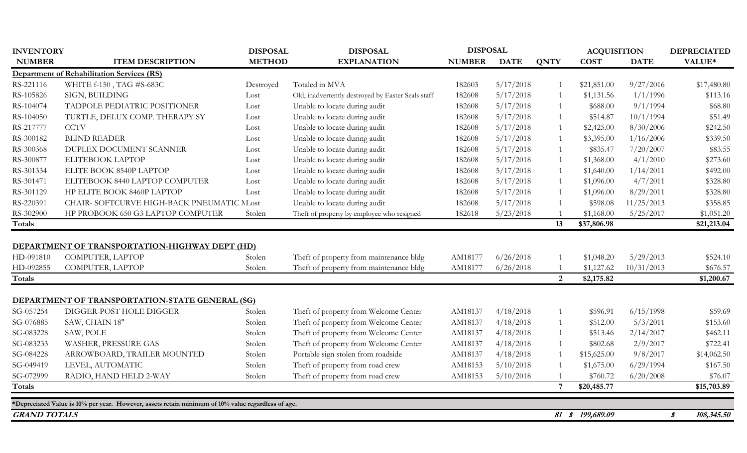| INVENTORY NUMBER | ITEM DESCRIPTION | DISPOSAL METHOD | DISPOSAL EXPLANATION | DISPOSAL NUMBER | DISPOSAL DATE | QNTY | ACQUISITION COST | ACQUISITION DATE | DEPRECIATED VALUE* |
|---|---|---|---|---|---|---|---|---|---|
| **Department of Rehabilitation Services (RS)** | | | | | | | | | |
| RS-221116 | WHITE f-150 , TAG #S-683C | Destroyed | Totaled in MVA | 182603 | 5/17/2018 | 1 | $21,851.00 | 9/27/2016 | $17,480.80 |
| RS-105826 | SIGN, BUILDING | Lost | Old, inadvertently destroyed by Easter Seals staff | 182608 | 5/17/2018 | 1 | $1,131.56 | 1/1/1996 | $113.16 |
| RS-104074 | TADPOLE PEDIATRIC POSITIONER | Lost | Unable to locate during audit | 182608 | 5/17/2018 | 1 | $688.00 | 9/1/1994 | $68.80 |
| RS-104050 | TURTLE, DELUX COMP. THERAPY SY | Lost | Unable to locate during audit | 182608 | 5/17/2018 | 1 | $514.87 | 10/1/1994 | $51.49 |
| RS-217777 | CCTV | Lost | Unable to locate during audit | 182608 | 5/17/2018 | 1 | $2,425.00 | 8/30/2006 | $242.50 |
| RS-300182 | BLIND READER | Lost | Unable to locate during audit | 182608 | 5/17/2018 | 1 | $3,395.00 | 1/16/2006 | $339.50 |
| RS-300368 | DUPLEX DOCUMENT SCANNER | Lost | Unable to locate during audit | 182608 | 5/17/2018 | 1 | $835.47 | 7/20/2007 | $83.55 |
| RS-300877 | ELITEBOOK LAPTOP | Lost | Unable to locate during audit | 182608 | 5/17/2018 | 1 | $1,368.00 | 4/1/2010 | $273.60 |
| RS-301334 | ELITE BOOK 8540P LAPTOP | Lost | Unable to locate during audit | 182608 | 5/17/2018 | 1 | $1,640.00 | 1/14/2011 | $492.00 |
| RS-301471 | ELITEBOOK 8440 LAPTOP COMPUTER | Lost | Unable to locate during audit | 182608 | 5/17/2018 | 1 | $1,096.00 | 4/7/2011 | $328.80 |
| RS-301129 | HP ELITE BOOK 8460P LAPTOP | Lost | Unable to locate during audit | 182608 | 5/17/2018 | 1 | $1,096.00 | 8/29/2011 | $328.80 |
| RS-220391 | CHAIR- SOFTCURVE HIGH-BACK PNEUMATIC M | Lost | Unable to locate during audit | 182608 | 5/17/2018 | 1 | $598.08 | 11/25/2013 | $358.85 |
| RS-302900 | HP PROBOOK 650 G3 LAPTOP COMPUTER | Stolen | Theft of property by employee who resigned | 182618 | 5/23/2018 | 1 | $1,168.00 | 5/25/2017 | $1,051.20 |
| **Totals** | | | | | | **13** | **$37,806.98** | | **$21,213.04** |
| **DEPARTMENT OF TRANSPORTATION-HIGHWAY DEPT (HD)** | | | | | | | | | |
| HD-091810 | COMPUTER, LAPTOP | Stolen | Theft of property from maintenance bldg | AM18177 | 6/26/2018 | 1 | $1,048.20 | 5/29/2013 | $524.10 |
| HD-092855 | COMPUTER, LAPTOP | Stolen | Theft of property from maintenance bldg | AM18177 | 6/26/2018 | 1 | $1,127.62 | 10/31/2013 | $676.57 |
| **Totals** | | | | | | **2** | **$2,175.82** | | **$1,200.67** |
| **DEPARTMENT OF TRANSPORTATION-STATE GENERAL (SG)** | | | | | | | | | |
| SG-057254 | DIGGER-POST HOLE DIGGER | Stolen | Theft of property from Welcome Center | AM18137 | 4/18/2018 | 1 | $596.91 | 6/15/1998 | $59.69 |
| SG-076885 | SAW, CHAIN 18" | Stolen | Theft of property from Welcome Center | AM18137 | 4/18/2018 | 1 | $512.00 | 5/3/2011 | $153.60 |
| SG-083228 | SAW, POLE | Stolen | Theft of property from Welcome Center | AM18137 | 4/18/2018 | 1 | $513.46 | 2/14/2017 | $462.11 |
| SG-083233 | WASHER, PRESSURE GAS | Stolen | Theft of property from Welcome Center | AM18137 | 4/18/2018 | 1 | $802.68 | 2/9/2017 | $722.41 |
| SG-084228 | ARROWBOARD, TRAILER MOUNTED | Stolen | Portable sign stolen from roadside | AM18137 | 4/18/2018 | 1 | $15,625.00 | 9/8/2017 | $14,062.50 |
| SG-049419 | LEVEL, AUTOMATIC | Stolen | Theft of property from road crew | AM18153 | 5/10/2018 | 1 | $1,675.00 | 6/29/1994 | $167.50 |
| SG-072999 | RADIO, HAND HELD 2-WAY | Stolen | Theft of property from road crew | AM18153 | 5/10/2018 | 1 | $760.72 | 6/20/2008 | $76.07 |
| **Totals** | | | | | | **7** | **$20,485.77** | | **$15,703.89** |
| ***Depreciated Value is 10% per year. However, assets retain minimum of 10% value regardless of age.** | | | | | | | | | |
| ***GRAND TOTALS*** | | | | | | ***81*** | ***$ 199,689.09*** | | ***$ 108,345.50*** |